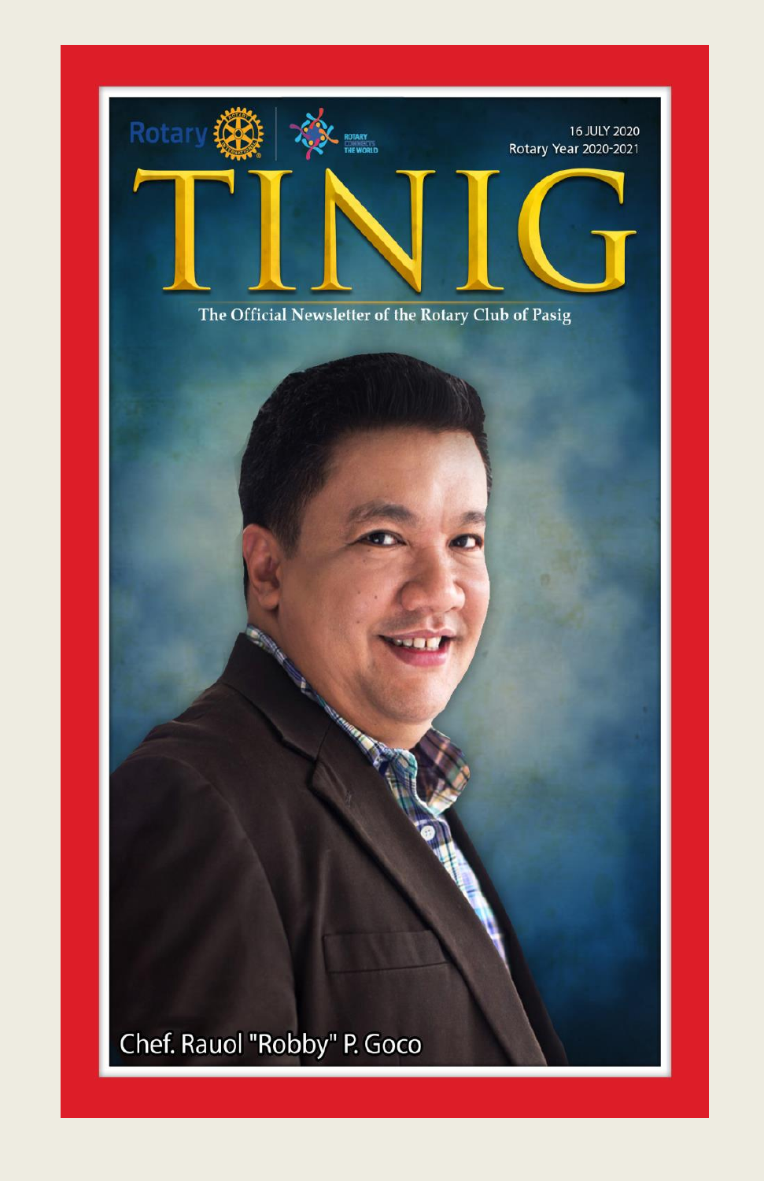Rotary

ROTARY CONNECTS THE WORLD

16 JULY 2020
Rotary Year 2020-2021

# TINIG

The Official Newsletter of the Rotary Club of Pasig

Chef. Rauol "Robby" P. Goco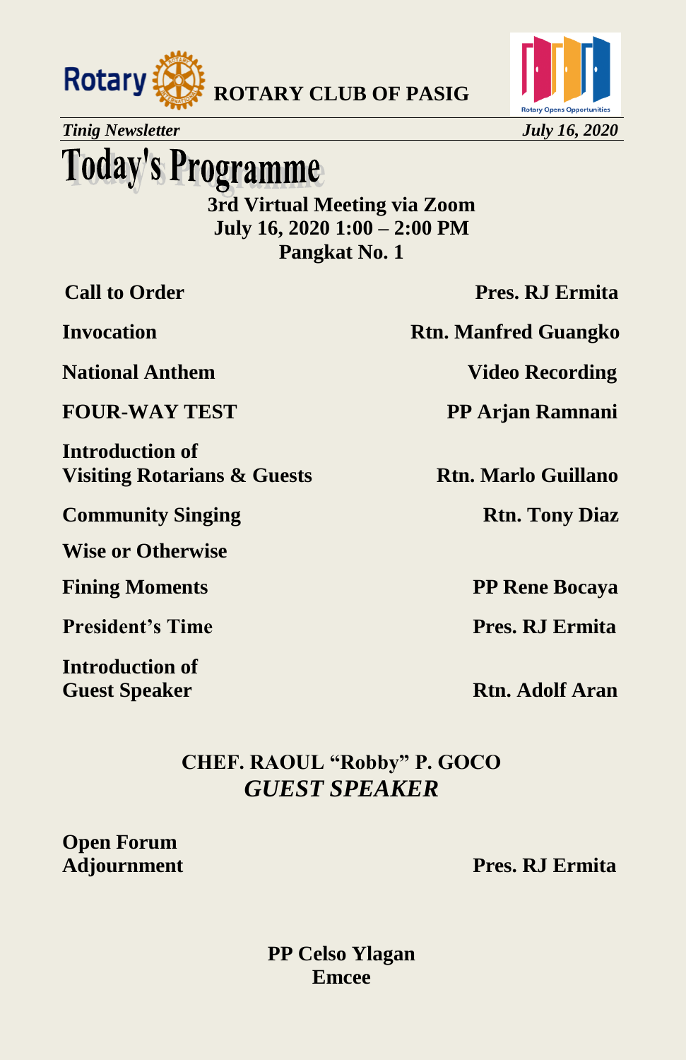# Today's Programme

**3rd Virtual Meeting via Zoom**
**July 16, 2020 1:00 – 2:00 PM**
**Pangkat No. 1**

| | |
|---|---|
| **Call to Order** | **Pres. RJ Ermita** |
| **Invocation** | **Rtn. Manfred Guangko** |
| **National Anthem** | **Video Recording** |
| **FOUR-WAY TEST** | **PP Arjan Ramnani** |
| **Introduction of Visiting Rotarians & Guests** | **Rtn. Marlo Guillano** |
| **Community Singing** | **Rtn. Tony Diaz** |
| **Wise or Otherwise** | |
| **Fining Moments** | **PP Rene Bocaya** |
| **President's Time** | **Pres. RJ Ermita** |
| **Introduction of Guest Speaker** | **Rtn. Adolf Aran** |

**CHEF. RAOUL "Robby" P. GOCO**
***GUEST SPEAKER***

| | |
|---|---|
| **Open Forum** | |
| **Adjournment** | **Pres. RJ Ermita** |

**PP Celso Ylagan**
**Emcee**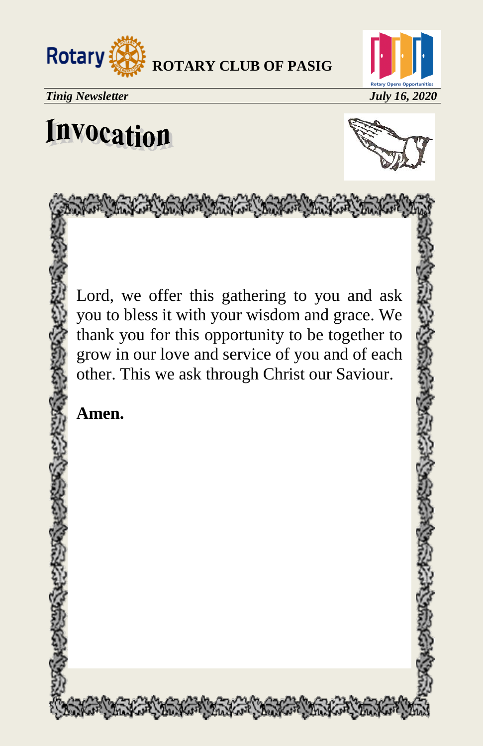# Invocation

Lord, we offer this gathering to you and ask you to bless it with your wisdom and grace. We thank you for this opportunity to be together to grow in our love and service of you and of each other. This we ask through Christ our Saviour.

**Amen.**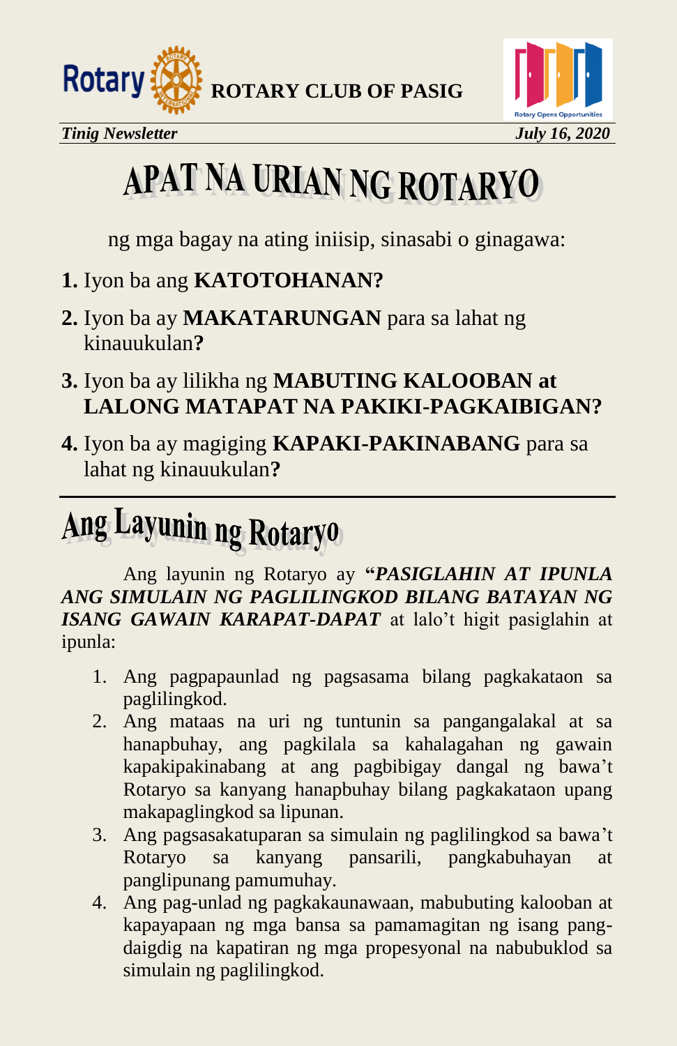# APAT NA URIAN NG ROTARYO

ng mga bagay na ating iniisip, sinasabi o ginagawa:

**1.** Iyon ba ang **KATOTOHANAN?**

**2.** Iyon ba ay **MAKATARUNGAN** para sa lahat ng kinauukulan**?**

**3.** Iyon ba ay lilikha ng **MABUTING KALOOBAN at LALONG MATAPAT NA PAKIKI-PAGKAIBIGAN?**

**4.** Iyon ba ay magiging **KAPAKI-PAKINABANG** para sa lahat ng kinauukulan**?**

---

# Ang Layunin ng Rotaryo

Ang layunin ng Rotaryo ay **"*PASIGLAHIN AT IPUNLA ANG SIMULAIN NG PAGLILINGKOD BILANG BATAYAN NG ISANG GAWAIN KARAPAT-DAPAT*** at lalo't higit pasiglahin at ipunla:

1. Ang pagpapaunlad ng pagsasama bilang pagkakataon sa paglilingkod.
2. Ang mataas na uri ng tuntunin sa pangangalakal at sa hanapbuhay, ang pagkilala sa kahalagahan ng gawain kapakipakinabang at ang pagbibigay dangal ng bawa't Rotaryo sa kanyang hanapbuhay bilang pagkakataon upang makapaglingkod sa lipunan.
3. Ang pagsasakatuparan sa simulain ng paglilingkod sa bawa't Rotaryo sa kanyang pansarili, pangkabuhayan at panglipunang pamumuhay.
4. Ang pag-unlad ng pagkakaunawaan, mabubuting kalooban at kapayapaan ng mga bansa sa pamamagitan ng isang pang-daigdig na kapatiran ng mga propesyonal na nabubuklod sa simulain ng paglilingkod.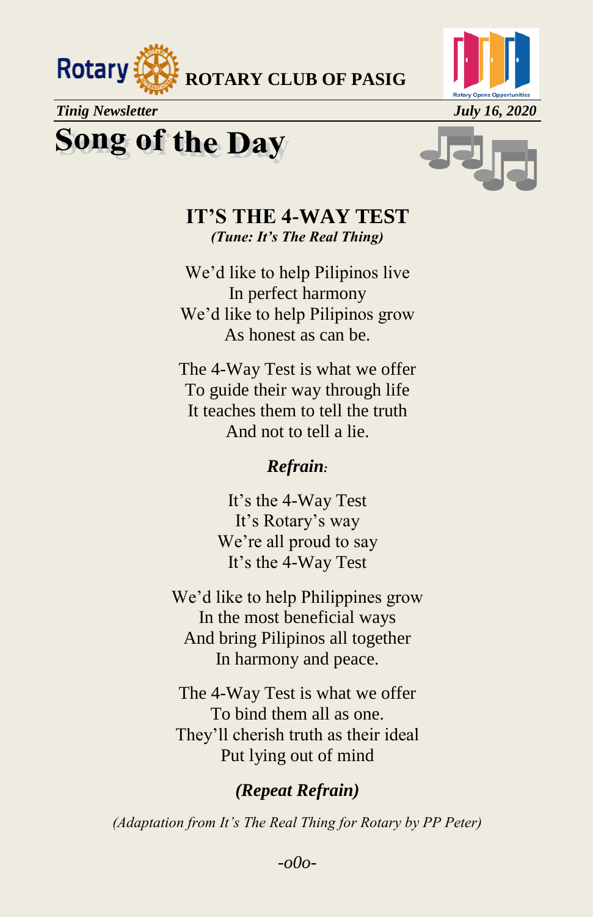# Song of the Day

## IT'S THE 4-WAY TEST

***(Tune: It's The Real Thing)***

We'd like to help Pilipinos live
In perfect harmony
We'd like to help Pilipinos grow
As honest as can be.

The 4-Way Test is what we offer
To guide their way through life
It teaches them to tell the truth
And not to tell a lie.

***Refrain**:*

It's the 4-Way Test
It's Rotary's way
We're all proud to say
It's the 4-Way Test

We'd like to help Philippines grow
In the most beneficial ways
And bring Pilipinos all together
In harmony and peace.

The 4-Way Test is what we offer
To bind them all as one.
They'll cherish truth as their ideal
Put lying out of mind

***(Repeat Refrain)***

*(Adaptation from It's The Real Thing for Rotary by PP Peter)*

*-o0o-*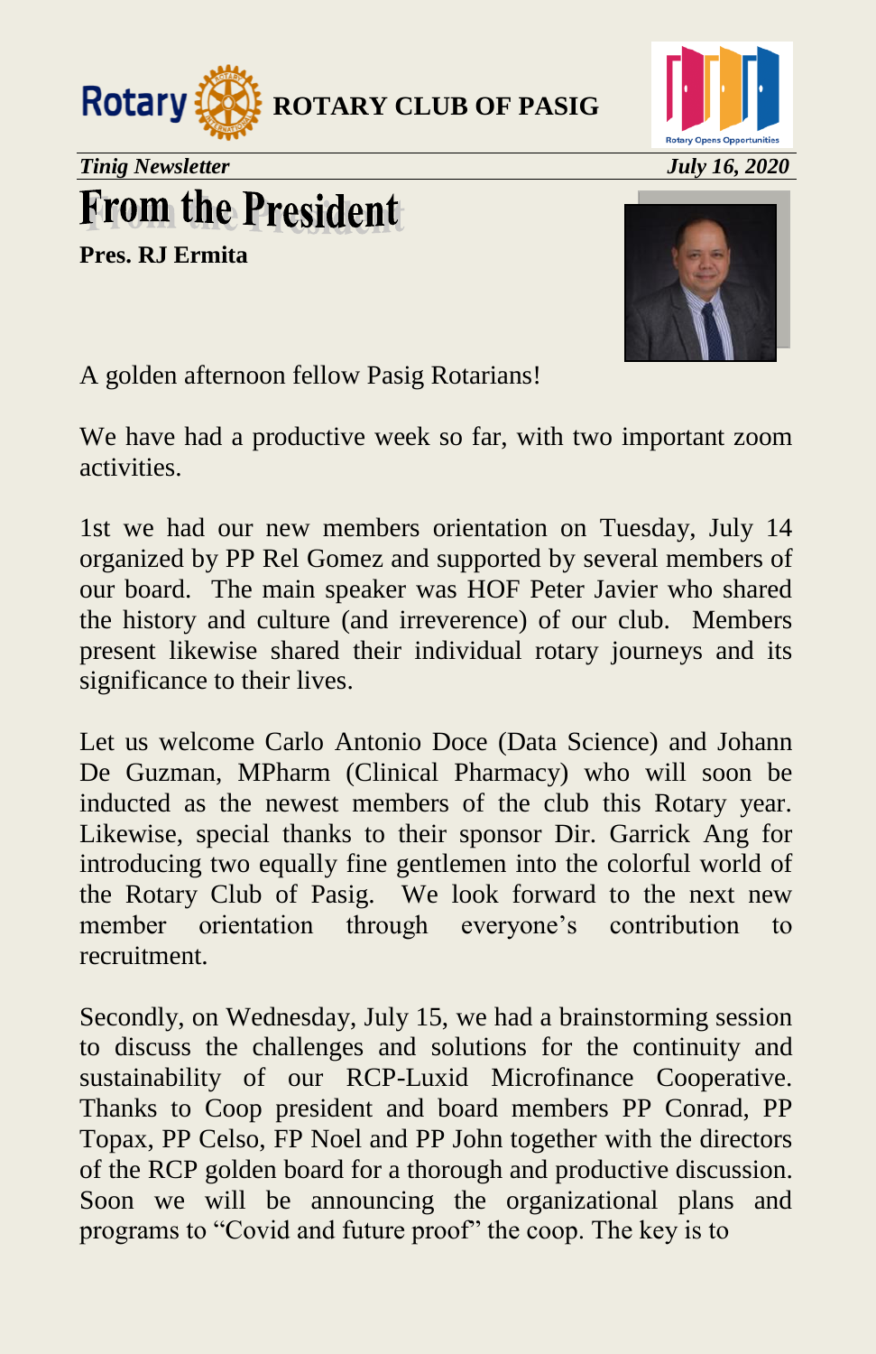# From the President

**Pres. RJ Ermita**

A golden afternoon fellow Pasig Rotarians!

We have had a productive week so far, with two important zoom activities.

1st we had our new members orientation on Tuesday, July 14 organized by PP Rel Gomez and supported by several members of our board. The main speaker was HOF Peter Javier who shared the history and culture (and irreverence) of our club. Members present likewise shared their individual rotary journeys and its significance to their lives.

Let us welcome Carlo Antonio Doce (Data Science) and Johann De Guzman, MPharm (Clinical Pharmacy) who will soon be inducted as the newest members of the club this Rotary year. Likewise, special thanks to their sponsor Dir. Garrick Ang for introducing two equally fine gentlemen into the colorful world of the Rotary Club of Pasig. We look forward to the next new member orientation through everyone's contribution to recruitment.

Secondly, on Wednesday, July 15, we had a brainstorming session to discuss the challenges and solutions for the continuity and sustainability of our RCP-Luxid Microfinance Cooperative. Thanks to Coop president and board members PP Conrad, PP Topax, PP Celso, FP Noel and PP John together with the directors of the RCP golden board for a thorough and productive discussion. Soon we will be announcing the organizational plans and programs to "Covid and future proof" the coop. The key is to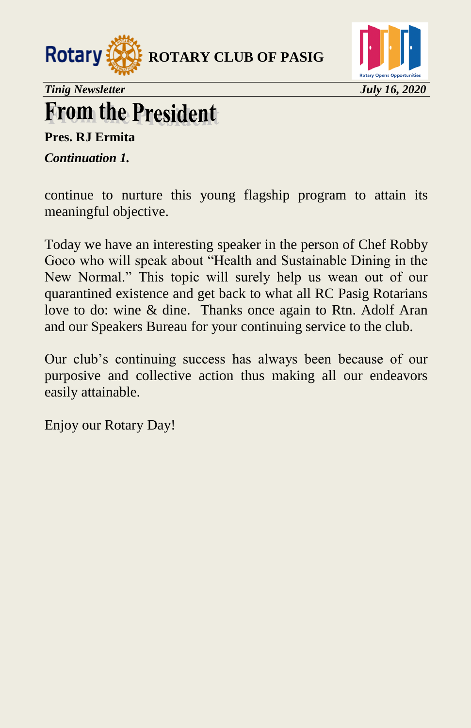# From the President

**Pres. RJ Ermita**

***Continuation 1.***

continue to nurture this young flagship program to attain its meaningful objective.

Today we have an interesting speaker in the person of Chef Robby Goco who will speak about "Health and Sustainable Dining in the New Normal." This topic will surely help us wean out of our quarantined existence and get back to what all RC Pasig Rotarians love to do: wine & dine. Thanks once again to Rtn. Adolf Aran and our Speakers Bureau for your continuing service to the club.

Our club's continuing success has always been because of our purposive and collective action thus making all our endeavors easily attainable.

Enjoy our Rotary Day!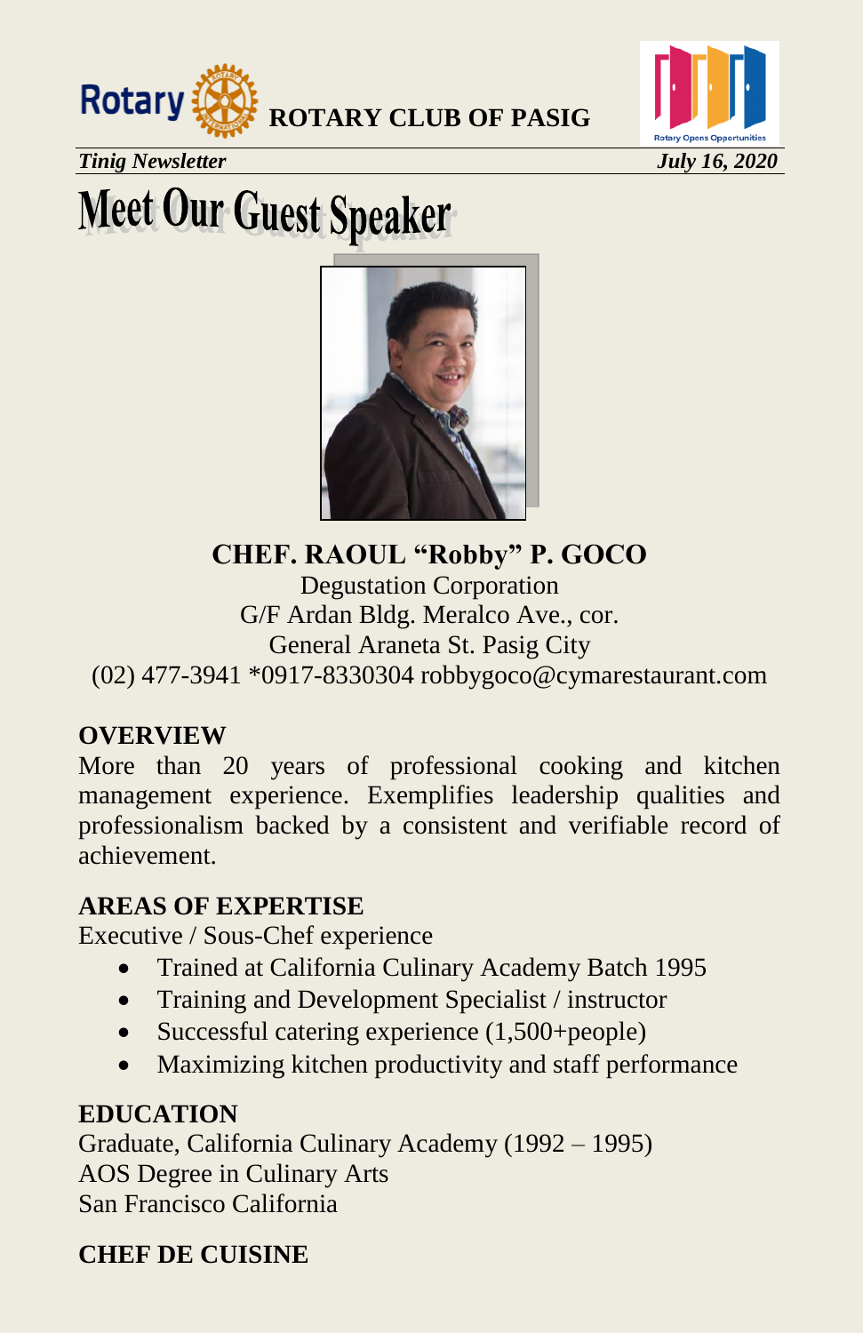ROTARY CLUB OF PASIG

*Tinig Newsletter* *July 16, 2020*

# Meet Our Guest Speaker

**CHEF. RAOUL "Robby" P. GOCO**

Degustation Corporation
G/F Ardan Bldg. Meralco Ave., cor.
General Araneta St. Pasig City
(02) 477-3941 *0917-8330304 robbygoco@cymarestaurant.com

**OVERVIEW**

More than 20 years of professional cooking and kitchen management experience. Exemplifies leadership qualities and professionalism backed by a consistent and verifiable record of achievement.

**AREAS OF EXPERTISE**

Executive / Sous-Chef experience

- Trained at California Culinary Academy Batch 1995
- Training and Development Specialist / instructor
- Successful catering experience (1,500+people)
- Maximizing kitchen productivity and staff performance

**EDUCATION**

Graduate, California Culinary Academy (1992 – 1995)
AOS Degree in Culinary Arts
San Francisco California

**CHEF DE CUISINE**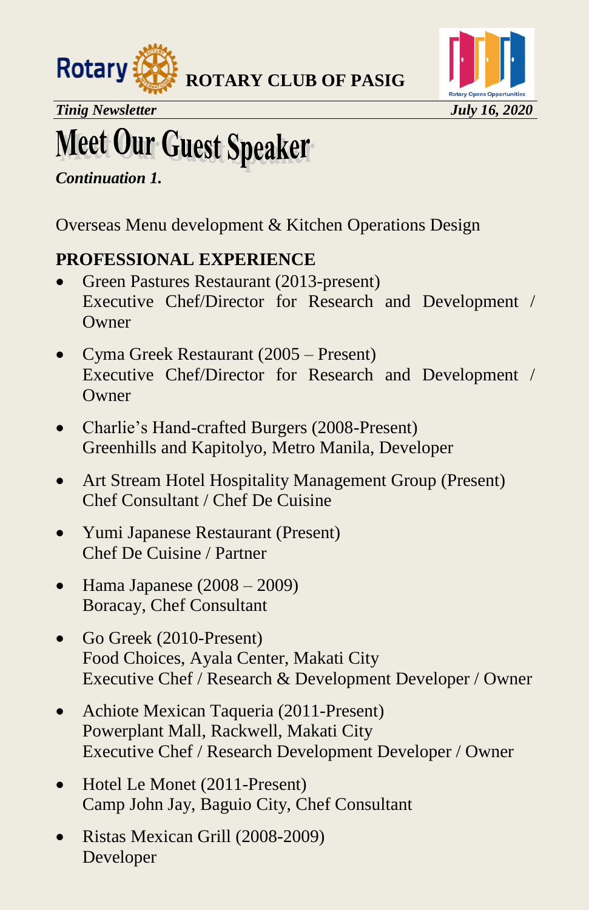# Meet Our Guest Speaker

***Continuation 1.***

Overseas Menu development & Kitchen Operations Design

## PROFESSIONAL EXPERIENCE

- Green Pastures Restaurant (2013-present)
  Executive Chef/Director for Research and Development / Owner
- Cyma Greek Restaurant (2005 – Present)
  Executive Chef/Director for Research and Development / Owner
- Charlie's Hand-crafted Burgers (2008-Present)
  Greenhills and Kapitolyo, Metro Manila, Developer
- Art Stream Hotel Hospitality Management Group (Present)
  Chef Consultant / Chef De Cuisine
- Yumi Japanese Restaurant (Present)
  Chef De Cuisine / Partner
- Hama Japanese (2008 – 2009)
  Boracay, Chef Consultant
- Go Greek (2010-Present)
  Food Choices, Ayala Center, Makati City
  Executive Chef / Research & Development Developer / Owner
- Achiote Mexican Taqueria (2011-Present)
  Powerplant Mall, Rackwell, Makati City
  Executive Chef / Research Development Developer / Owner
- Hotel Le Monet (2011-Present)
  Camp John Jay, Baguio City, Chef Consultant
- Ristas Mexican Grill (2008-2009)
  Developer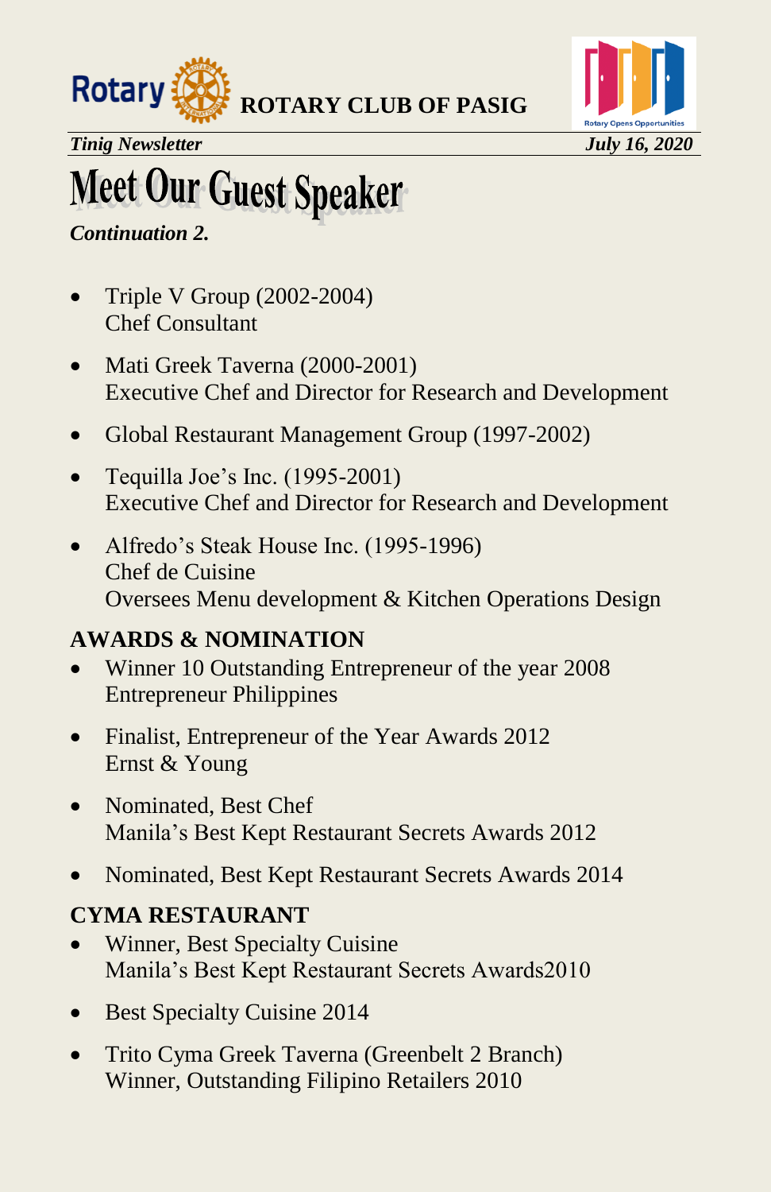# Meet Our Guest Speaker

*Continuation 2.*

- Triple V Group (2002-2004)
  Chef Consultant
- Mati Greek Taverna (2000-2001)
  Executive Chef and Director for Research and Development
- Global Restaurant Management Group (1997-2002)
- Tequilla Joe's Inc. (1995-2001)
  Executive Chef and Director for Research and Development
- Alfredo's Steak House Inc. (1995-1996)
  Chef de Cuisine
  Oversees Menu development & Kitchen Operations Design

## AWARDS & NOMINATION

- Winner 10 Outstanding Entrepreneur of the year 2008
  Entrepreneur Philippines
- Finalist, Entrepreneur of the Year Awards 2012
  Ernst & Young
- Nominated, Best Chef
  Manila's Best Kept Restaurant Secrets Awards 2012
- Nominated, Best Kept Restaurant Secrets Awards 2014

## CYMA RESTAURANT

- Winner, Best Specialty Cuisine
  Manila's Best Kept Restaurant Secrets Awards2010
- Best Specialty Cuisine 2014
- Trito Cyma Greek Taverna (Greenbelt 2 Branch)
  Winner, Outstanding Filipino Retailers 2010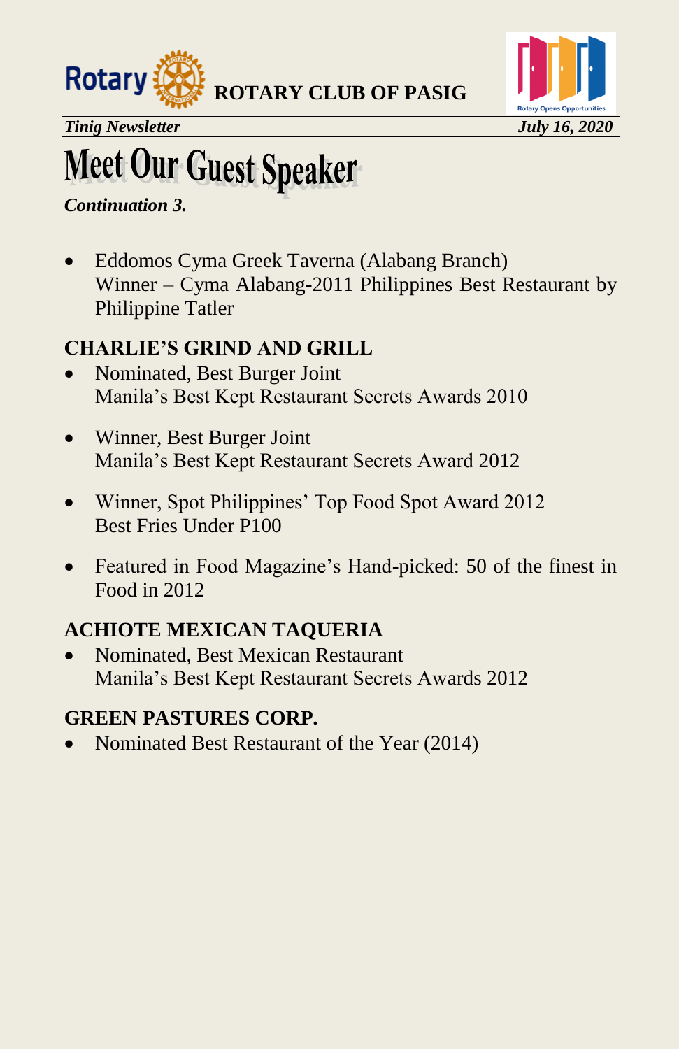# Meet Our Guest Speaker

*Continuation 3.*

- Eddomos Cyma Greek Taverna (Alabang Branch)
  Winner – Cyma Alabang-2011 Philippines Best Restaurant by Philippine Tatler

**CHARLIE'S GRIND AND GRILL**

- Nominated, Best Burger Joint
  Manila's Best Kept Restaurant Secrets Awards 2010
- Winner, Best Burger Joint
  Manila's Best Kept Restaurant Secrets Award 2012
- Winner, Spot Philippines' Top Food Spot Award 2012
  Best Fries Under P100
- Featured in Food Magazine's Hand-picked: 50 of the finest in Food in 2012

**ACHIOTE MEXICAN TAQUERIA**

- Nominated, Best Mexican Restaurant
  Manila's Best Kept Restaurant Secrets Awards 2012

**GREEN PASTURES CORP.**

- Nominated Best Restaurant of the Year (2014)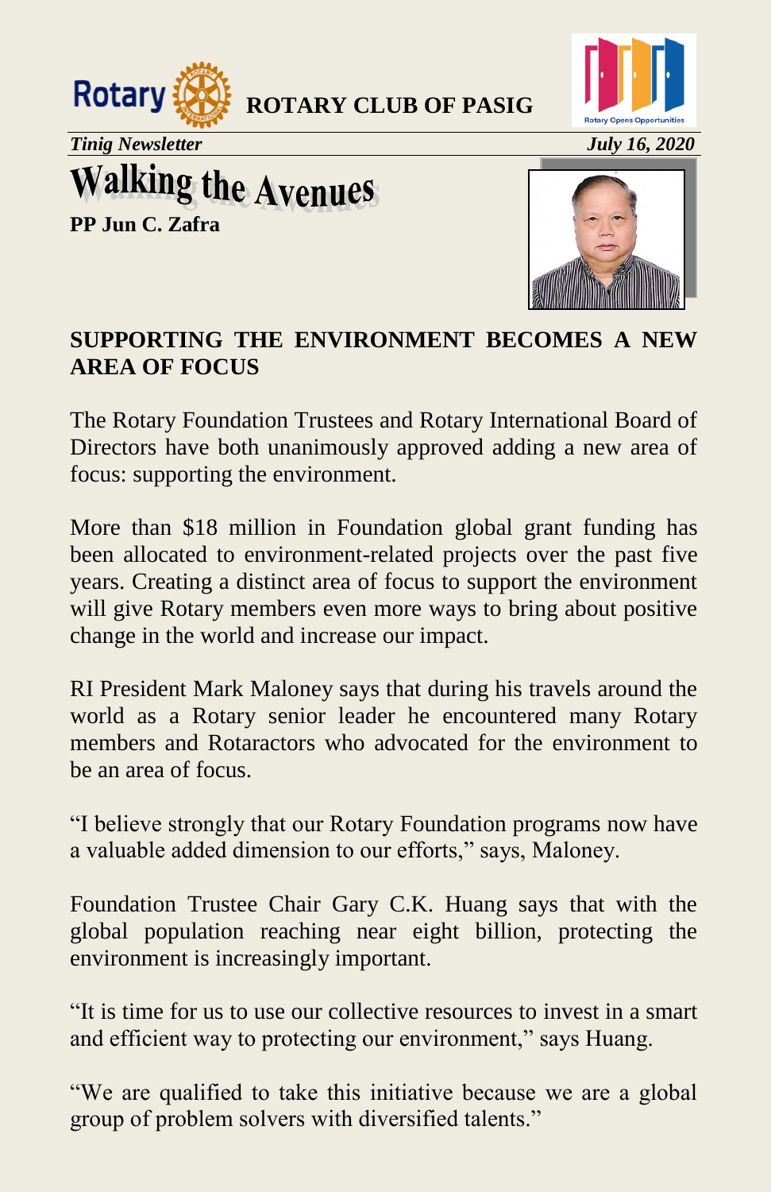# Walking the Avenues

**PP Jun C. Zafra**

## SUPPORTING THE ENVIRONMENT BECOMES A NEW AREA OF FOCUS

The Rotary Foundation Trustees and Rotary International Board of Directors have both unanimously approved adding a new area of focus: supporting the environment.

More than $18 million in Foundation global grant funding has been allocated to environment-related projects over the past five years. Creating a distinct area of focus to support the environment will give Rotary members even more ways to bring about positive change in the world and increase our impact.

RI President Mark Maloney says that during his travels around the world as a Rotary senior leader he encountered many Rotary members and Rotaractors who advocated for the environment to be an area of focus.

"I believe strongly that our Rotary Foundation programs now have a valuable added dimension to our efforts," says, Maloney.

Foundation Trustee Chair Gary C.K. Huang says that with the global population reaching near eight billion, protecting the environment is increasingly important.

"It is time for us to use our collective resources to invest in a smart and efficient way to protecting our environment," says Huang.

"We are qualified to take this initiative because we are a global group of problem solvers with diversified talents."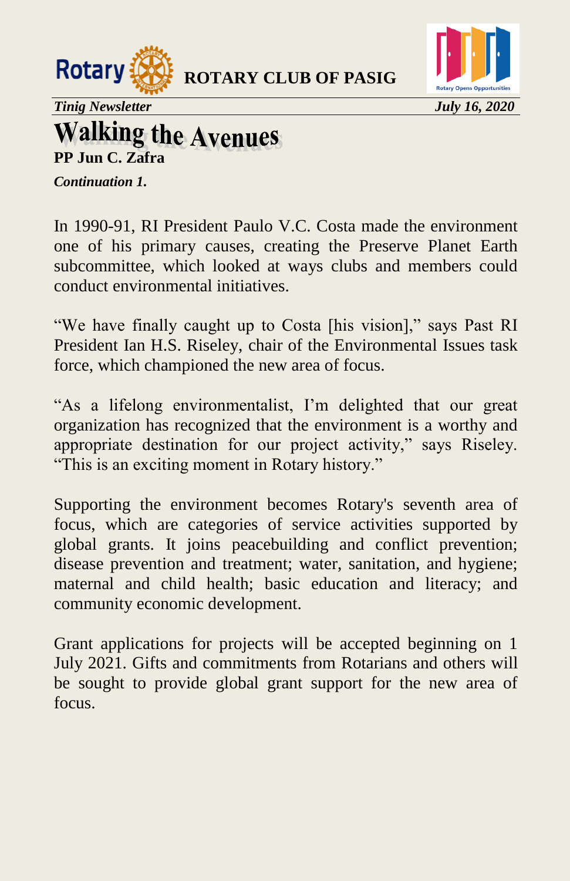# Walking the Avenues

**PP Jun C. Zafra**

***Continuation 1.***

In 1990-91, RI President Paulo V.C. Costa made the environment one of his primary causes, creating the Preserve Planet Earth subcommittee, which looked at ways clubs and members could conduct environmental initiatives.

"We have finally caught up to Costa [his vision]," says Past RI President Ian H.S. Riseley, chair of the Environmental Issues task force, which championed the new area of focus.

"As a lifelong environmentalist, I'm delighted that our great organization has recognized that the environment is a worthy and appropriate destination for our project activity," says Riseley. "This is an exciting moment in Rotary history."

Supporting the environment becomes Rotary's seventh area of focus, which are categories of service activities supported by global grants. It joins peacebuilding and conflict prevention; disease prevention and treatment; water, sanitation, and hygiene; maternal and child health; basic education and literacy; and community economic development.

Grant applications for projects will be accepted beginning on 1 July 2021. Gifts and commitments from Rotarians and others will be sought to provide global grant support for the new area of focus.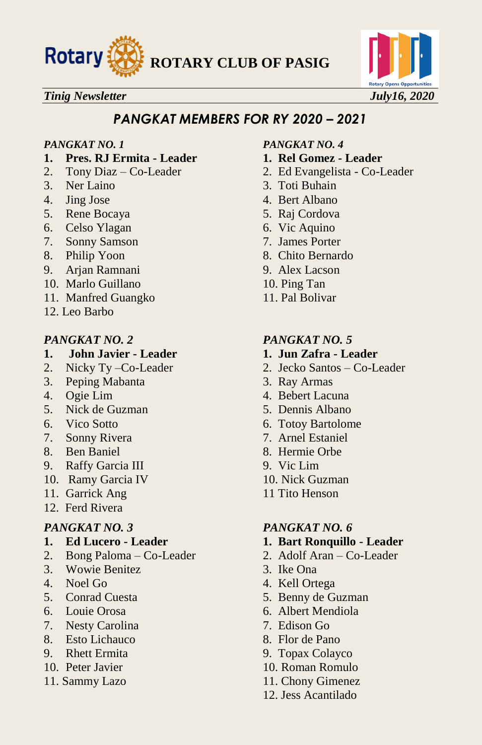## PANGKAT MEMBERS FOR RY 2020 – 2021

*PANGKAT NO. 1*

1. **Pres. RJ Ermita - Leader**
2. Tony Diaz – Co-Leader
3. Ner Laino
4. Jing Jose
5. Rene Bocaya
6. Celso Ylagan
7. Sonny Samson
8. Philip Yoon
9. Arjan Ramnani
10. Marlo Guillano
11. Manfred Guangko
12. Leo Barbo

*PANGKAT NO. 2*

1. **John Javier - Leader**
2. Nicky Ty –Co-Leader
3. Peping Mabanta
4. Ogie Lim
5. Nick de Guzman
6. Vico Sotto
7. Sonny Rivera
8. Ben Baniel
9. Raffy Garcia III
10. Ramy Garcia IV
11. Garrick Ang
12. Ferd Rivera

*PANGKAT NO. 3*

1. **Ed Lucero - Leader**
2. Bong Paloma – Co-Leader
3. Wowie Benitez
4. Noel Go
5. Conrad Cuesta
6. Louie Orosa
7. Nesty Carolina
8. Esto Lichauco
9. Rhett Ermita
10. Peter Javier
11. Sammy Lazo

*PANGKAT NO. 4*

1. **Rel Gomez - Leader**
2. Ed Evangelista - Co-Leader
3. Toti Buhain
4. Bert Albano
5. Raj Cordova
6. Vic Aquino
7. James Porter
8. Chito Bernardo
9. Alex Lacson
10. Ping Tan
11. Pal Bolivar

*PANGKAT NO. 5*

1. **Jun Zafra - Leader**
2. Jecko Santos – Co-Leader
3. Ray Armas
4. Bebert Lacuna
5. Dennis Albano
6. Totoy Bartolome
7. Arnel Estaniel
8. Hermie Orbe
9. Vic Lim
10. Nick Guzman
11. Tito Henson

*PANGKAT NO. 6*

1. **Bart Ronquillo - Leader**
2. Adolf Aran – Co-Leader
3. Ike Ona
4. Kell Ortega
5. Benny de Guzman
6. Albert Mendiola
7. Edison Go
8. Flor de Pano
9. Topax Colayco
10. Roman Romulo
11. Chony Gimenez
12. Jess Acantilado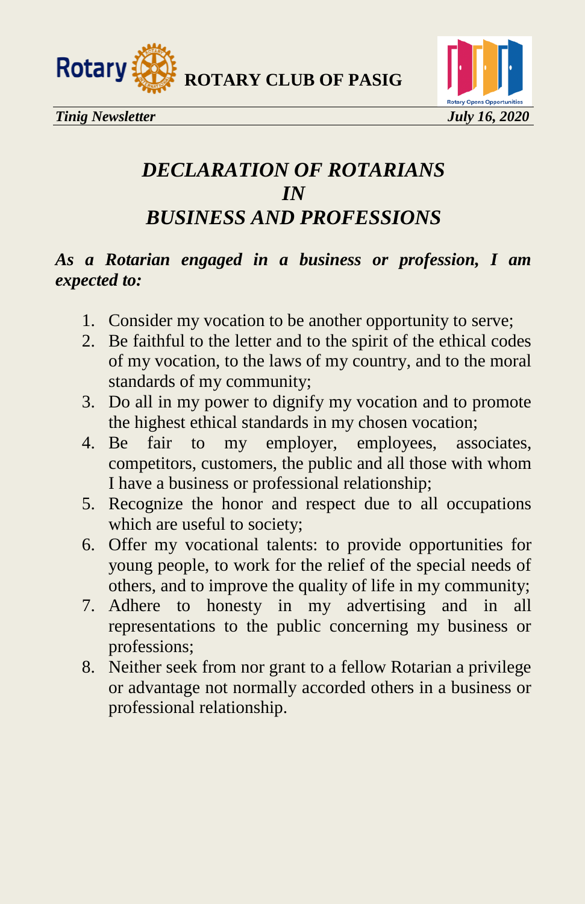# *DECLARATION OF ROTARIANS IN BUSINESS AND PROFESSIONS*

***As a Rotarian engaged in a business or profession, I am expected to:***

1. Consider my vocation to be another opportunity to serve;
2. Be faithful to the letter and to the spirit of the ethical codes of my vocation, to the laws of my country, and to the moral standards of my community;
3. Do all in my power to dignify my vocation and to promote the highest ethical standards in my chosen vocation;
4. Be fair to my employer, employees, associates, competitors, customers, the public and all those with whom I have a business or professional relationship;
5. Recognize the honor and respect due to all occupations which are useful to society;
6. Offer my vocational talents: to provide opportunities for young people, to work for the relief of the special needs of others, and to improve the quality of life in my community;
7. Adhere to honesty in my advertising and in all representations to the public concerning my business or professions;
8. Neither seek from nor grant to a fellow Rotarian a privilege or advantage not normally accorded others in a business or professional relationship.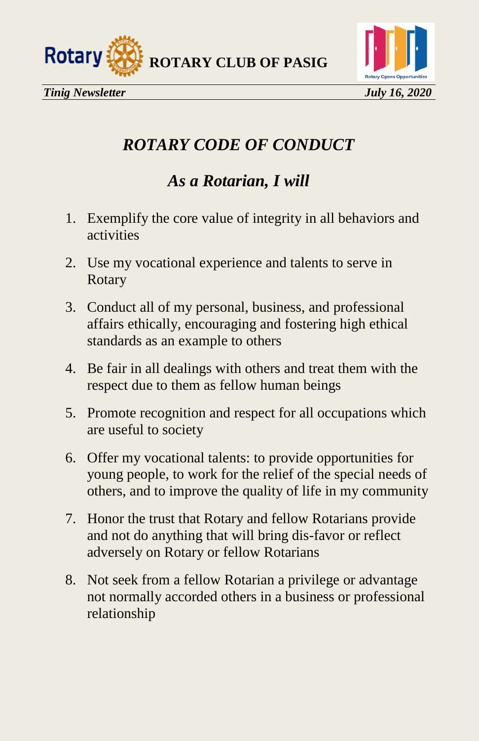# *ROTARY CODE OF CONDUCT*

## *As a Rotarian, I will*

1. Exemplify the core value of integrity in all behaviors and activities
2. Use my vocational experience and talents to serve in Rotary
3. Conduct all of my personal, business, and professional affairs ethically, encouraging and fostering high ethical standards as an example to others
4. Be fair in all dealings with others and treat them with the respect due to them as fellow human beings
5. Promote recognition and respect for all occupations which are useful to society
6. Offer my vocational talents: to provide opportunities for young people, to work for the relief of the special needs of others, and to improve the quality of life in my community
7. Honor the trust that Rotary and fellow Rotarians provide and not do anything that will bring dis-favor or reflect adversely on Rotary or fellow Rotarians
8. Not seek from a fellow Rotarian a privilege or advantage not normally accorded others in a business or professional relationship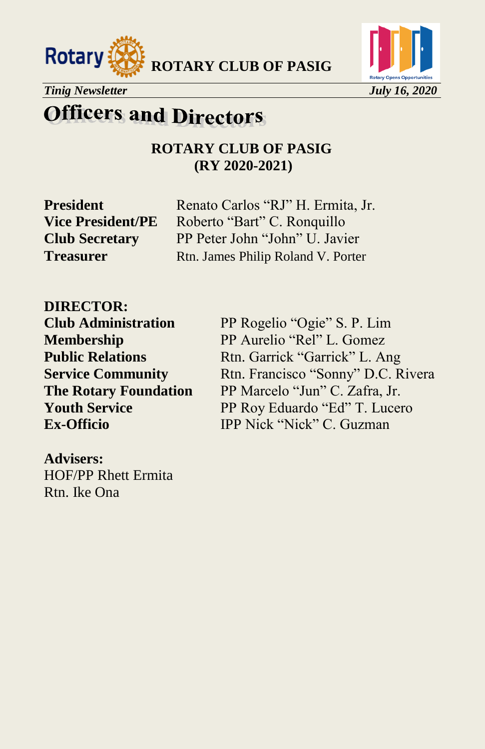# Officers and Directors

**ROTARY CLUB OF PASIG**
**(RY 2020-2021)**

| | |
|---|---|
| **President** | Renato Carlos "RJ" H. Ermita, Jr. |
| **Vice President/PE** | Roberto "Bart" C. Ronquillo |
| **Club Secretary** | PP Peter John "John" U. Javier |
| **Treasurer** | Rtn. James Philip Roland V. Porter |

**DIRECTOR:**

| | |
|---|---|
| **Club Administration** | PP Rogelio "Ogie" S. P. Lim |
| **Membership** | PP Aurelio "Rel" L. Gomez |
| **Public Relations** | Rtn. Garrick "Garrick" L. Ang |
| **Service Community** | Rtn. Francisco "Sonny" D.C. Rivera |
| **The Rotary Foundation** | PP Marcelo "Jun" C. Zafra, Jr. |
| **Youth Service** | PP Roy Eduardo "Ed" T. Lucero |
| **Ex-Officio** | IPP Nick "Nick" C. Guzman |

**Advisers:**
HOF/PP Rhett Ermita
Rtn. Ike Ona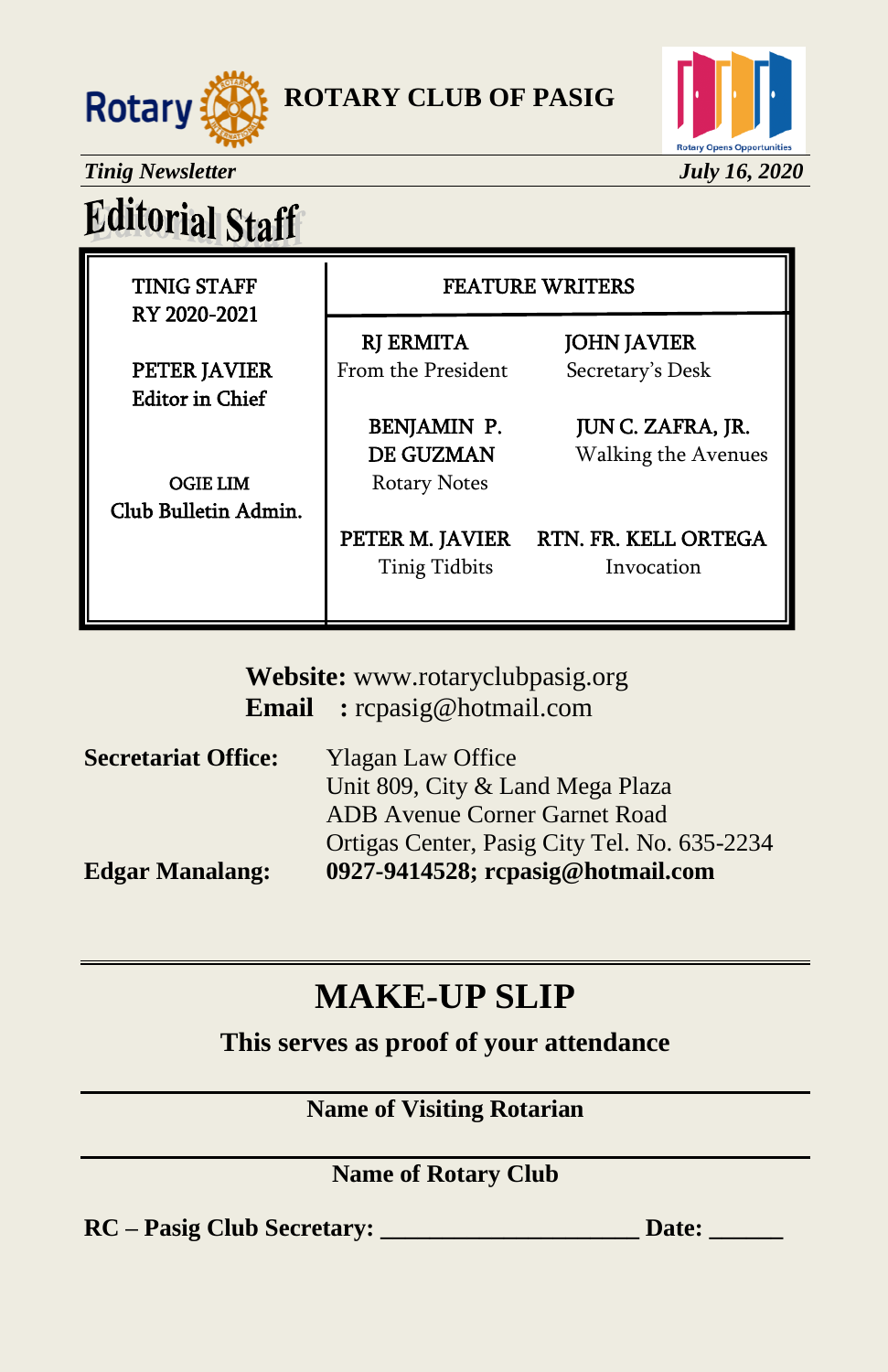**ROTARY CLUB OF PASIG**

*Tinig Newsletter* *July 16, 2020*

# Editorial Staff

| TINIG STAFF RY 2020-2021 | FEATURE WRITERS | |
|---|---|---|
| PETER JAVIER Editor in Chief | RJ ERMITA From the President | JOHN JAVIER Secretary's Desk |
| OGIE LIM Club Bulletin Admin. | BENJAMIN P. DE GUZMAN Rotary Notes | JUN C. ZAFRA, JR. Walking the Avenues |
| | PETER M. JAVIER Tinig Tidbits | RTN. FR. KELL ORTEGA Invocation |

**Website:** www.rotaryclubpasig.org
**Email** **:** rcpasig@hotmail.com

**Secretariat Office:** Ylagan Law Office
Unit 809, City & Land Mega Plaza
ADB Avenue Corner Garnet Road
Ortigas Center, Pasig City Tel. No. 635-2234

**Edgar Manalang:** **0927-9414528; rcpasig@hotmail.com**

## MAKE-UP SLIP

**This serves as proof of your attendance**

**Name of Visiting Rotarian**

**Name of Rotary Club**

**RC – Pasig Club Secretary: ____________________ Date: ______**